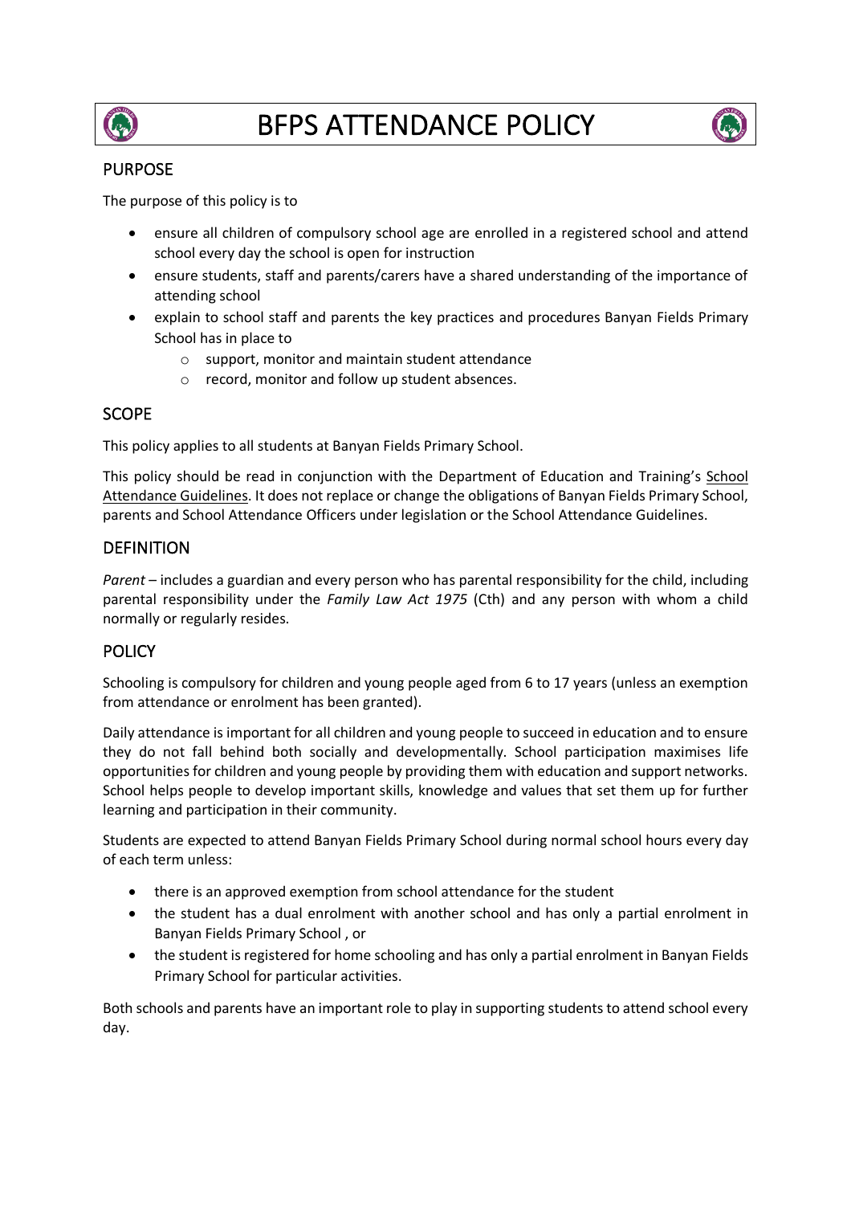# BFPS ATTENDANCE POLICY

## PURPOSE

The purpose of this policy is to

- ensure all children of compulsory school age are enrolled in a registered school and attend school every day the school is open for instruction
- ensure students, staff and parents/carers have a shared understanding of the importance of attending school
- explain to school staff and parents the key practices and procedures Banyan Fields Primary School has in place to
  - support, monitor and maintain student attendance
  - record, monitor and follow up student absences.

## SCOPE

This policy applies to all students at Banyan Fields Primary School.

This policy should be read in conjunction with the Department of Education and Training's School Attendance Guidelines. It does not replace or change the obligations of Banyan Fields Primary School, parents and School Attendance Officers under legislation or the School Attendance Guidelines.

## DEFINITION

*Parent* – includes a guardian and every person who has parental responsibility for the child, including parental responsibility under the *Family Law Act 1975* (Cth) and any person with whom a child normally or regularly resides.

## POLICY

Schooling is compulsory for children and young people aged from 6 to 17 years (unless an exemption from attendance or enrolment has been granted).

Daily attendance is important for all children and young people to succeed in education and to ensure they do not fall behind both socially and developmentally. School participation maximises life opportunities for children and young people by providing them with education and support networks. School helps people to develop important skills, knowledge and values that set them up for further learning and participation in their community.

Students are expected to attend Banyan Fields Primary School during normal school hours every day of each term unless:

- there is an approved exemption from school attendance for the student
- the student has a dual enrolment with another school and has only a partial enrolment in Banyan Fields Primary School , or
- the student is registered for home schooling and has only a partial enrolment in Banyan Fields Primary School for particular activities.

Both schools and parents have an important role to play in supporting students to attend school every day.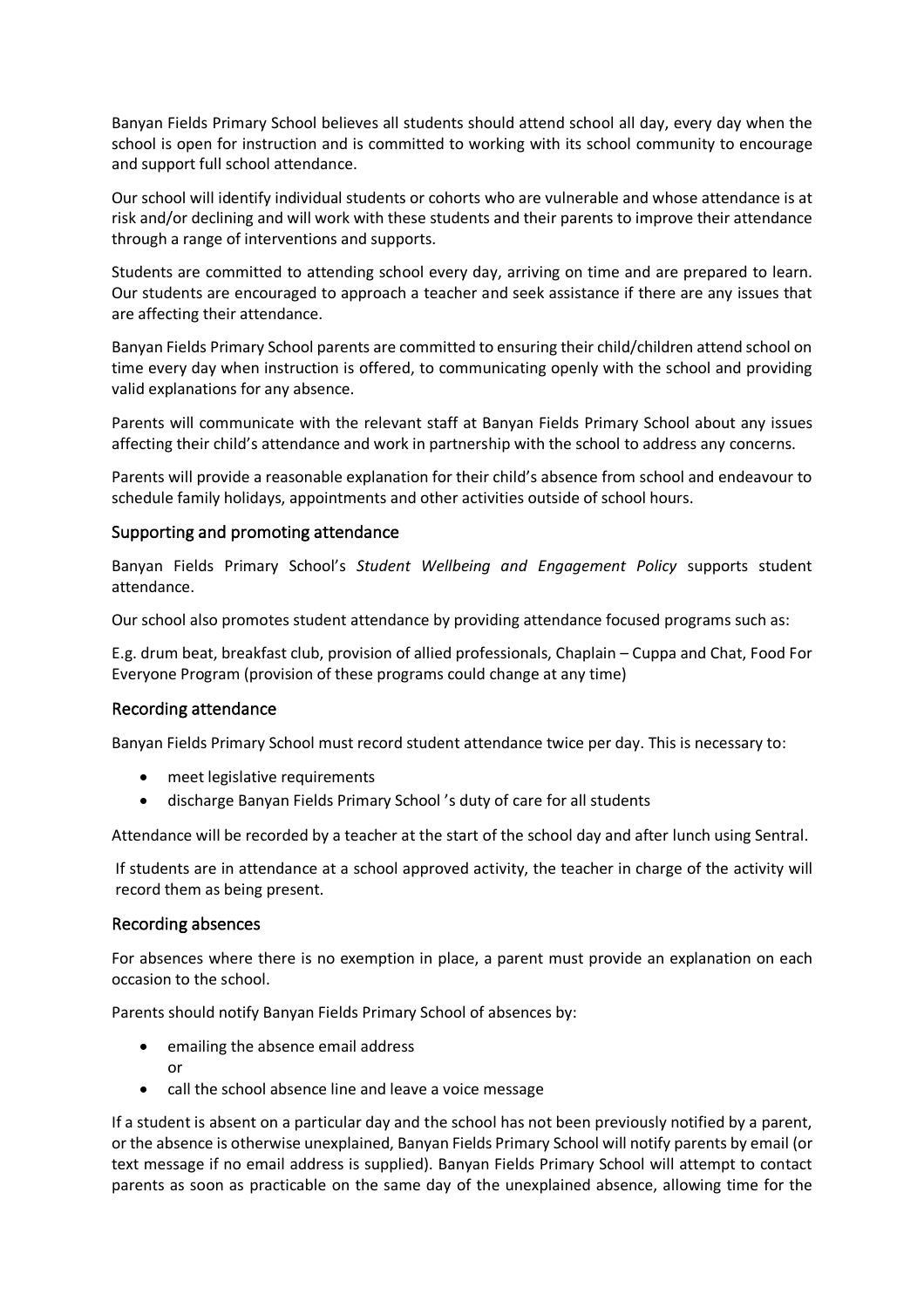Banyan Fields Primary School believes all students should attend school all day, every day when the school is open for instruction and is committed to working with its school community to encourage and support full school attendance.

Our school will identify individual students or cohorts who are vulnerable and whose attendance is at risk and/or declining and will work with these students and their parents to improve their attendance through a range of interventions and supports.

Students are committed to attending school every day, arriving on time and are prepared to learn. Our students are encouraged to approach a teacher and seek assistance if there are any issues that are affecting their attendance.

Banyan Fields Primary School parents are committed to ensuring their child/children attend school on time every day when instruction is offered, to communicating openly with the school and providing valid explanations for any absence.

Parents will communicate with the relevant staff at Banyan Fields Primary School about any issues affecting their child's attendance and work in partnership with the school to address any concerns.

Parents will provide a reasonable explanation for their child's absence from school and endeavour to schedule family holidays, appointments and other activities outside of school hours.

## Supporting and promoting attendance

Banyan Fields Primary School's *Student Wellbeing and Engagement Policy* supports student attendance.

Our school also promotes student attendance by providing attendance focused programs such as:

E.g. drum beat, breakfast club, provision of allied professionals, Chaplain – Cuppa and Chat, Food For Everyone Program (provision of these programs could change at any time)

## Recording attendance

Banyan Fields Primary School must record student attendance twice per day. This is necessary to:

- meet legislative requirements
- discharge Banyan Fields Primary School 's duty of care for all students

Attendance will be recorded by a teacher at the start of the school day and after lunch using Sentral.

If students are in attendance at a school approved activity, the teacher in charge of the activity will record them as being present.

## Recording absences

For absences where there is no exemption in place, a parent must provide an explanation on each occasion to the school.

Parents should notify Banyan Fields Primary School of absences by:

- emailing the absence email address
  or
- call the school absence line and leave a voice message

If a student is absent on a particular day and the school has not been previously notified by a parent, or the absence is otherwise unexplained, Banyan Fields Primary School will notify parents by email (or text message if no email address is supplied). Banyan Fields Primary School will attempt to contact parents as soon as practicable on the same day of the unexplained absence, allowing time for the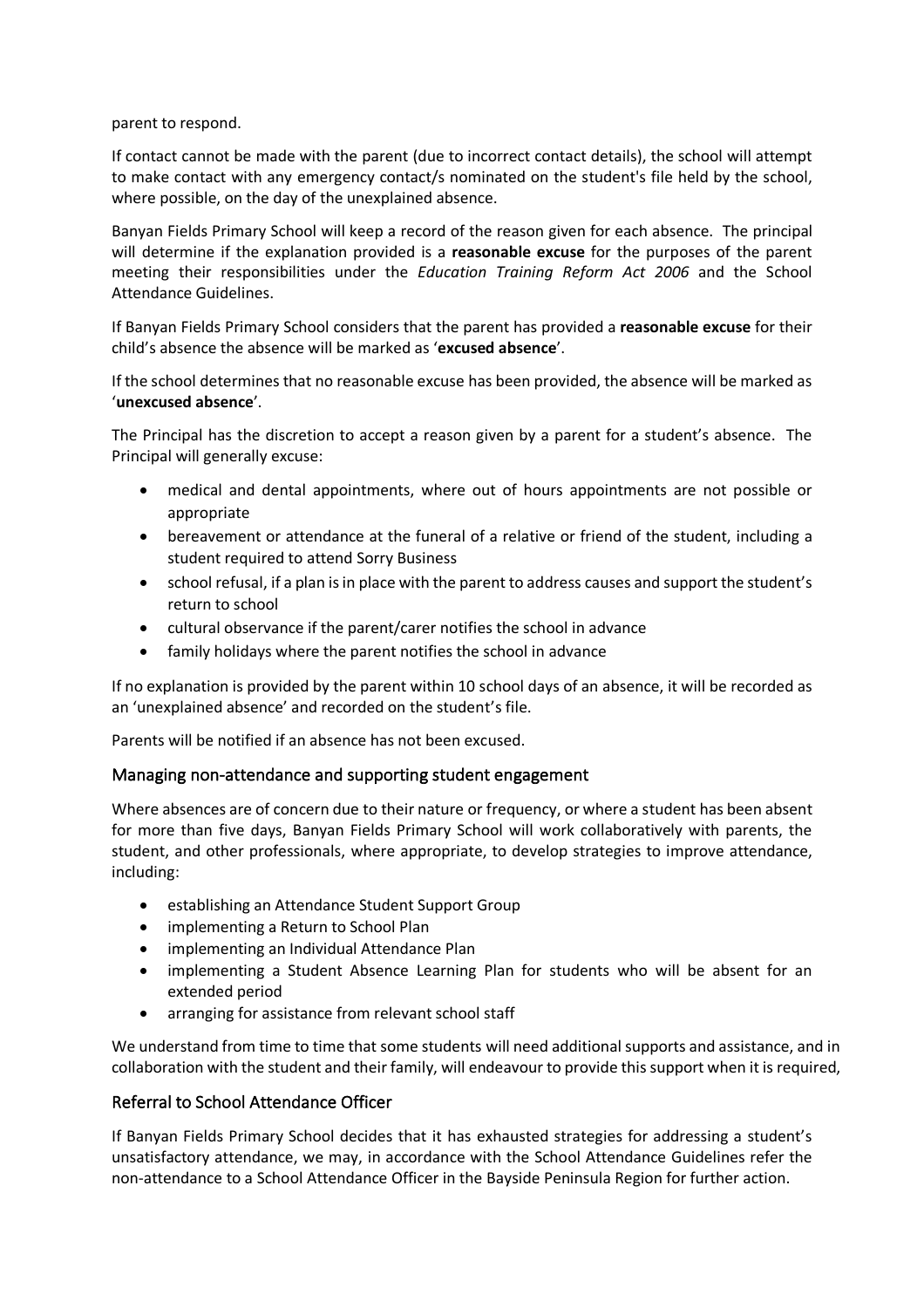parent to respond.

If contact cannot be made with the parent (due to incorrect contact details), the school will attempt to make contact with any emergency contact/s nominated on the student's file held by the school, where possible, on the day of the unexplained absence.

Banyan Fields Primary School will keep a record of the reason given for each absence. The principal will determine if the explanation provided is a **reasonable excuse** for the purposes of the parent meeting their responsibilities under the *Education Training Reform Act 2006* and the School Attendance Guidelines.

If Banyan Fields Primary School considers that the parent has provided a **reasonable excuse** for their child's absence the absence will be marked as '**excused absence**'.

If the school determines that no reasonable excuse has been provided, the absence will be marked as '**unexcused absence**'.

The Principal has the discretion to accept a reason given by a parent for a student's absence. The Principal will generally excuse:

- medical and dental appointments, where out of hours appointments are not possible or appropriate
- bereavement or attendance at the funeral of a relative or friend of the student, including a student required to attend Sorry Business
- school refusal, if a plan is in place with the parent to address causes and support the student's return to school
- cultural observance if the parent/carer notifies the school in advance
- family holidays where the parent notifies the school in advance

If no explanation is provided by the parent within 10 school days of an absence, it will be recorded as an 'unexplained absence' and recorded on the student's file.

Parents will be notified if an absence has not been excused.

### Managing non-attendance and supporting student engagement

Where absences are of concern due to their nature or frequency, or where a student has been absent for more than five days, Banyan Fields Primary School will work collaboratively with parents, the student, and other professionals, where appropriate, to develop strategies to improve attendance, including:

- establishing an Attendance Student Support Group
- implementing a Return to School Plan
- implementing an Individual Attendance Plan
- implementing a Student Absence Learning Plan for students who will be absent for an extended period
- arranging for assistance from relevant school staff

We understand from time to time that some students will need additional supports and assistance, and in collaboration with the student and their family, will endeavour to provide this support when it is required,

### Referral to School Attendance Officer

If Banyan Fields Primary School decides that it has exhausted strategies for addressing a student's unsatisfactory attendance, we may, in accordance with the School Attendance Guidelines refer the non-attendance to a School Attendance Officer in the Bayside Peninsula Region for further action.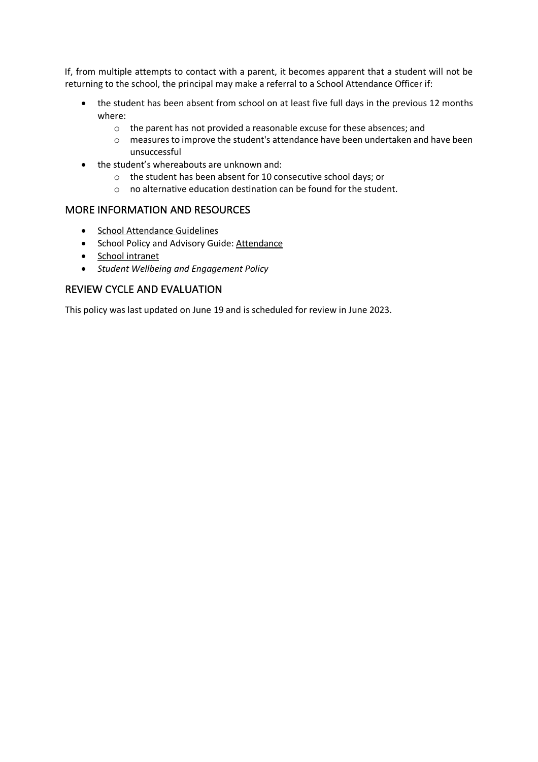If, from multiple attempts to contact with a parent, it becomes apparent that a student will not be returning to the school, the principal may make a referral to a School Attendance Officer if:

- the student has been absent from school on at least five full days in the previous 12 months where:
  - the parent has not provided a reasonable excuse for these absences; and
  - measures to improve the student's attendance have been undertaken and have been unsuccessful
- the student's whereabouts are unknown and:
  - the student has been absent for 10 consecutive school days; or
  - no alternative education destination can be found for the student.

## MORE INFORMATION AND RESOURCES

- School Attendance Guidelines
- School Policy and Advisory Guide: Attendance
- School intranet
- *Student Wellbeing and Engagement Policy*

## REVIEW CYCLE AND EVALUATION

This policy was last updated on June 19 and is scheduled for review in June 2023.